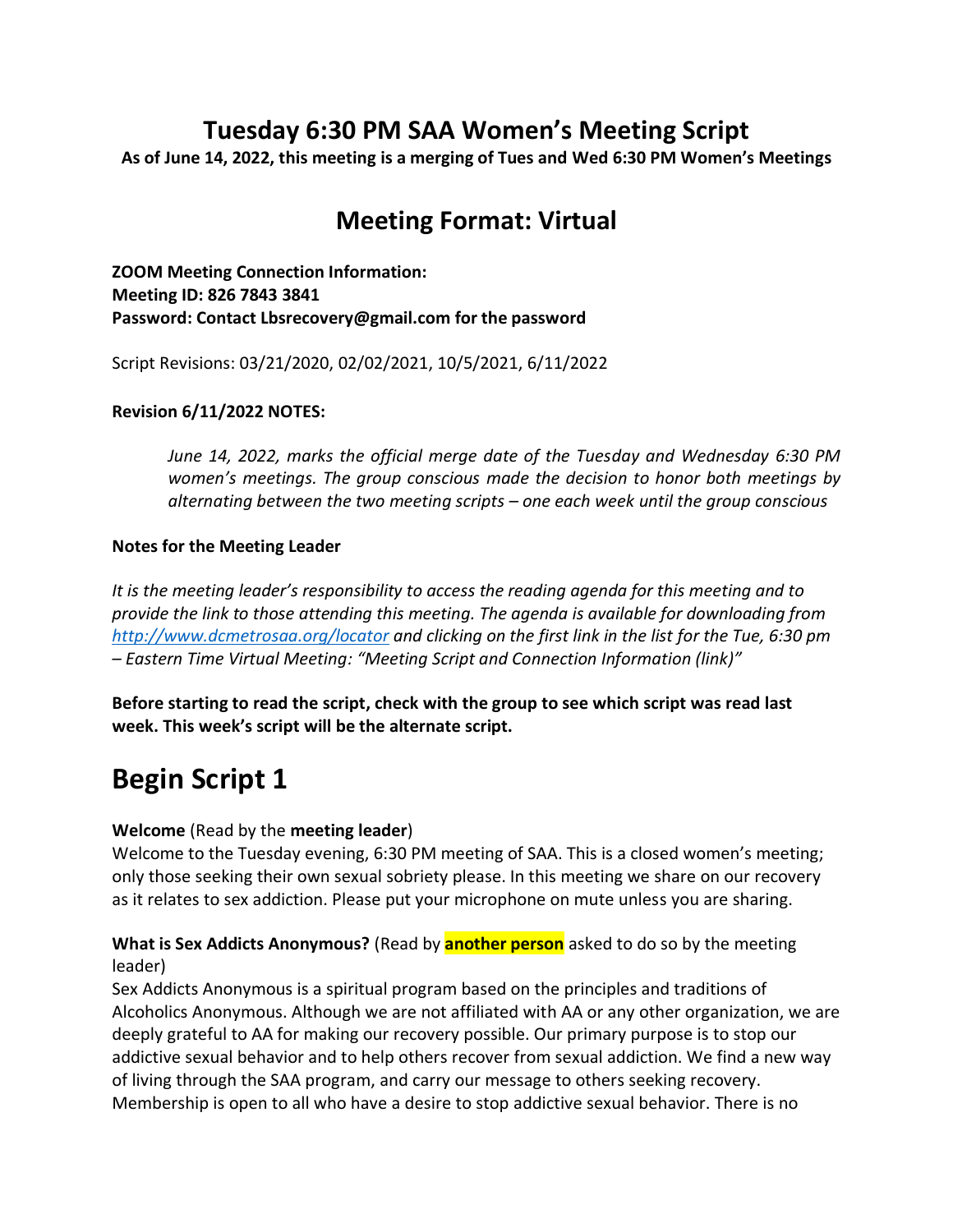# Tuesday 6:30 PM SAA Women's Meeting Script

**As of June 14, 2022, this meeting is a merging of Tues and Wed 6:30 PM Women's Meetings**

## Meeting Format: Virtual

**ZOOM Meeting Connection Information:**
**Meeting ID: 826 7843 3841**
**Password: Contact Lbsrecovery@gmail.com for the password**

Script Revisions: 03/21/2020, 02/02/2021, 10/5/2021, 6/11/2022

**Revision 6/11/2022 NOTES:**

> *June 14, 2022, marks the official merge date of the Tuesday and Wednesday 6:30 PM women's meetings. The group conscious made the decision to honor both meetings by alternating between the two meeting scripts – one each week until the group conscious*

**Notes for the Meeting Leader**

*It is the meeting leader's responsibility to access the reading agenda for this meeting and to provide the link to those attending this meeting. The agenda is available for downloading from [http://www.dcmetrosaa.org/locator](http://www.dcmetrosaa.org/locator) and clicking on the first link in the list for the Tue, 6:30 pm – Eastern Time Virtual Meeting: "Meeting Script and Connection Information (link)"*

**Before starting to read the script, check with the group to see which script was read last week. This week's script will be the alternate script.**

# Begin Script 1

**Welcome** (Read by the **meeting leader**)
Welcome to the Tuesday evening, 6:30 PM meeting of SAA. This is a closed women's meeting; only those seeking their own sexual sobriety please. In this meeting we share on our recovery as it relates to sex addiction. Please put your microphone on mute unless you are sharing.

**What is Sex Addicts Anonymous?** (Read by **another person** asked to do so by the meeting leader)
Sex Addicts Anonymous is a spiritual program based on the principles and traditions of Alcoholics Anonymous. Although we are not affiliated with AA or any other organization, we are deeply grateful to AA for making our recovery possible. Our primary purpose is to stop our addictive sexual behavior and to help others recover from sexual addiction. We find a new way of living through the SAA program, and carry our message to others seeking recovery. Membership is open to all who have a desire to stop addictive sexual behavior. There is no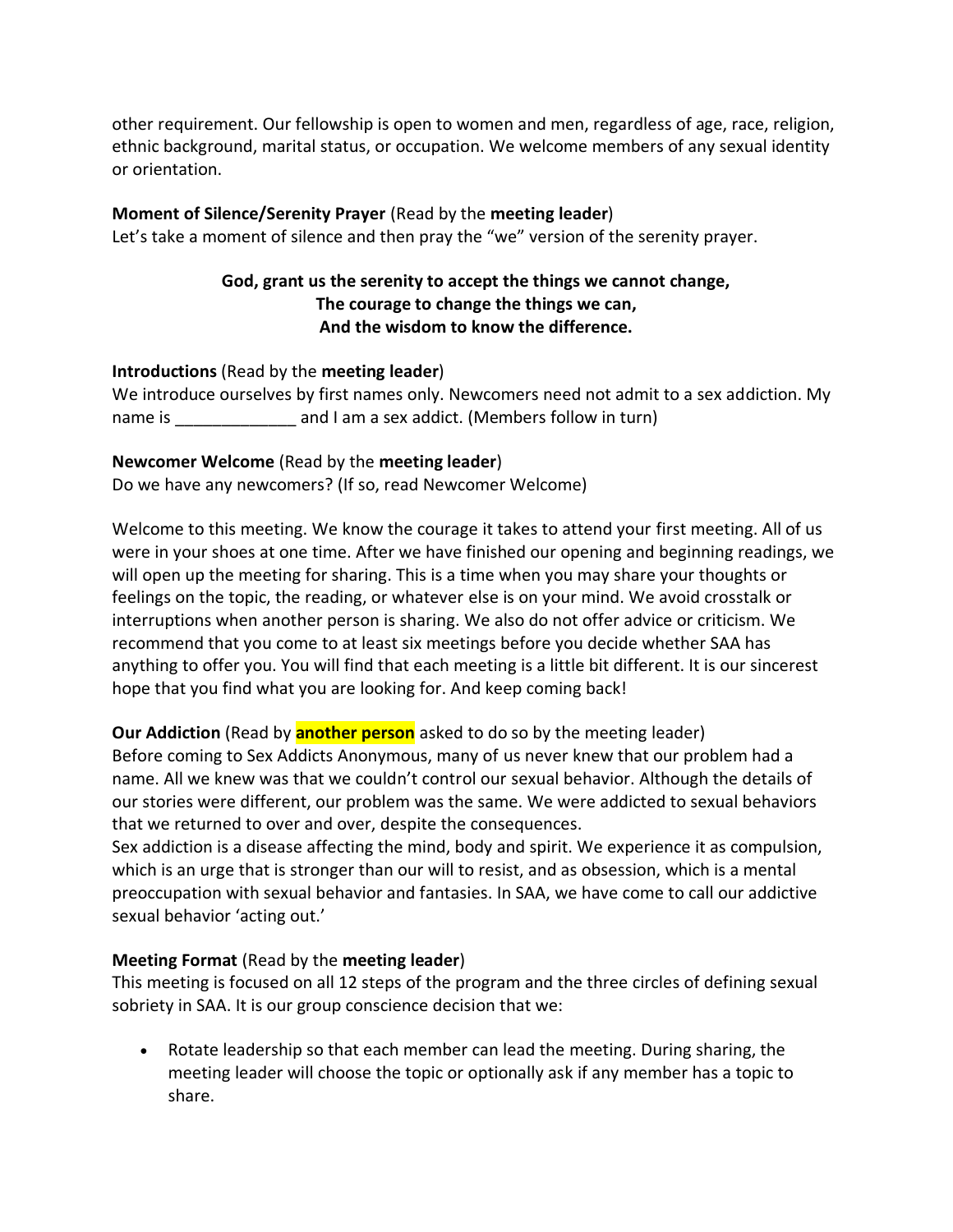other requirement. Our fellowship is open to women and men, regardless of age, race, religion, ethnic background, marital status, or occupation. We welcome members of any sexual identity or orientation.

**Moment of Silence/Serenity Prayer** (Read by the **meeting leader**)
Let's take a moment of silence and then pray the "we" version of the serenity prayer.

**God, grant us the serenity to accept the things we cannot change,**
**The courage to change the things we can,**
**And the wisdom to know the difference.**

**Introductions** (Read by the **meeting leader**)
We introduce ourselves by first names only. Newcomers need not admit to a sex addiction. My name is _____________ and I am a sex addict. (Members follow in turn)

**Newcomer Welcome** (Read by the **meeting leader**)
Do we have any newcomers? (If so, read Newcomer Welcome)

Welcome to this meeting. We know the courage it takes to attend your first meeting. All of us were in your shoes at one time. After we have finished our opening and beginning readings, we will open up the meeting for sharing. This is a time when you may share your thoughts or feelings on the topic, the reading, or whatever else is on your mind. We avoid crosstalk or interruptions when another person is sharing. We also do not offer advice or criticism. We recommend that you come to at least six meetings before you decide whether SAA has anything to offer you. You will find that each meeting is a little bit different. It is our sincerest hope that you find what you are looking for. And keep coming back!

**Our Addiction** (Read by **another person** asked to do so by the meeting leader)
Before coming to Sex Addicts Anonymous, many of us never knew that our problem had a name. All we knew was that we couldn't control our sexual behavior. Although the details of our stories were different, our problem was the same. We were addicted to sexual behaviors that we returned to over and over, despite the consequences.
Sex addiction is a disease affecting the mind, body and spirit. We experience it as compulsion, which is an urge that is stronger than our will to resist, and as obsession, which is a mental preoccupation with sexual behavior and fantasies. In SAA, we have come to call our addictive sexual behavior 'acting out.'

**Meeting Format** (Read by the **meeting leader**)
This meeting is focused on all 12 steps of the program and the three circles of defining sexual sobriety in SAA. It is our group conscience decision that we:

- Rotate leadership so that each member can lead the meeting. During sharing, the meeting leader will choose the topic or optionally ask if any member has a topic to share.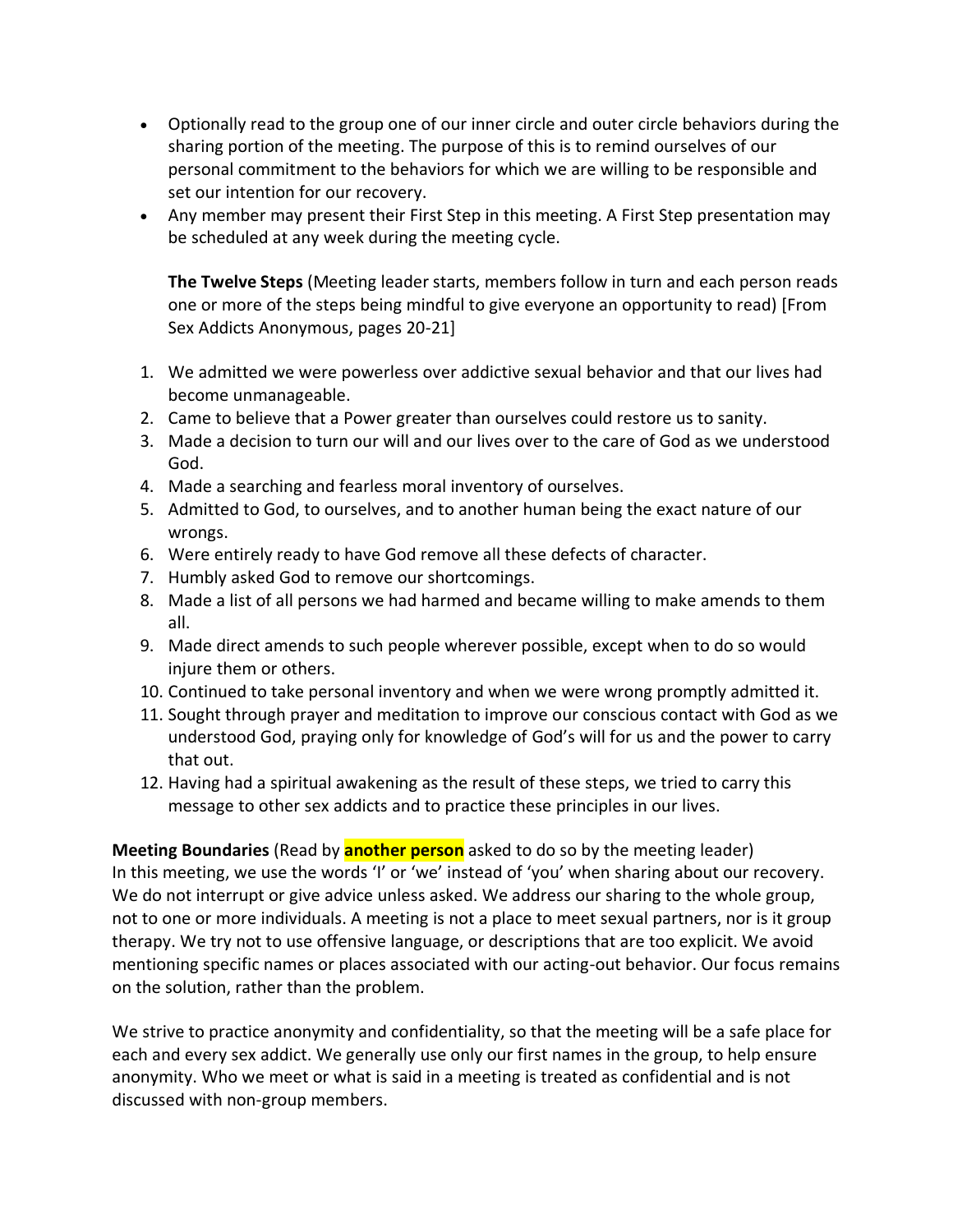- Optionally read to the group one of our inner circle and outer circle behaviors during the sharing portion of the meeting. The purpose of this is to remind ourselves of our personal commitment to the behaviors for which we are willing to be responsible and set our intention for our recovery.
- Any member may present their First Step in this meeting. A First Step presentation may be scheduled at any week during the meeting cycle.

  **The Twelve Steps** (Meeting leader starts, members follow in turn and each person reads one or more of the steps being mindful to give everyone an opportunity to read) [From Sex Addicts Anonymous, pages 20-21]

1. We admitted we were powerless over addictive sexual behavior and that our lives had become unmanageable.
2. Came to believe that a Power greater than ourselves could restore us to sanity.
3. Made a decision to turn our will and our lives over to the care of God as we understood God.
4. Made a searching and fearless moral inventory of ourselves.
5. Admitted to God, to ourselves, and to another human being the exact nature of our wrongs.
6. Were entirely ready to have God remove all these defects of character.
7. Humbly asked God to remove our shortcomings.
8. Made a list of all persons we had harmed and became willing to make amends to them all.
9. Made direct amends to such people wherever possible, except when to do so would injure them or others.
10. Continued to take personal inventory and when we were wrong promptly admitted it.
11. Sought through prayer and meditation to improve our conscious contact with God as we understood God, praying only for knowledge of God's will for us and the power to carry that out.
12. Having had a spiritual awakening as the result of these steps, we tried to carry this message to other sex addicts and to practice these principles in our lives.

**Meeting Boundaries** (Read by **another person** asked to do so by the meeting leader)
In this meeting, we use the words 'I' or 'we' instead of 'you' when sharing about our recovery. We do not interrupt or give advice unless asked. We address our sharing to the whole group, not to one or more individuals. A meeting is not a place to meet sexual partners, nor is it group therapy. We try not to use offensive language, or descriptions that are too explicit. We avoid mentioning specific names or places associated with our acting-out behavior. Our focus remains on the solution, rather than the problem.

We strive to practice anonymity and confidentiality, so that the meeting will be a safe place for each and every sex addict. We generally use only our first names in the group, to help ensure anonymity. Who we meet or what is said in a meeting is treated as confidential and is not discussed with non-group members.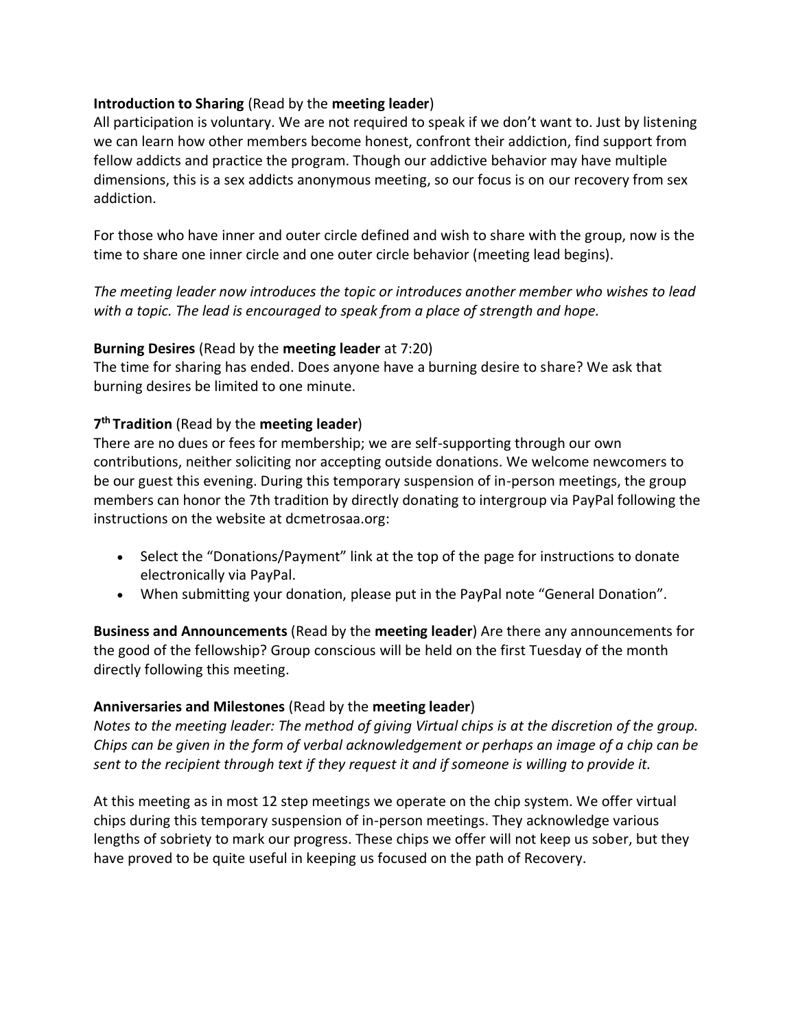**Introduction to Sharing** (Read by the **meeting leader**)
All participation is voluntary. We are not required to speak if we don't want to. Just by listening we can learn how other members become honest, confront their addiction, find support from fellow addicts and practice the program. Though our addictive behavior may have multiple dimensions, this is a sex addicts anonymous meeting, so our focus is on our recovery from sex addiction.

For those who have inner and outer circle defined and wish to share with the group, now is the time to share one inner circle and one outer circle behavior (meeting lead begins).

*The meeting leader now introduces the topic or introduces another member who wishes to lead with a topic. The lead is encouraged to speak from a place of strength and hope.*

**Burning Desires** (Read by the **meeting leader** at 7:20)
The time for sharing has ended. Does anyone have a burning desire to share? We ask that burning desires be limited to one minute.

**7th Tradition** (Read by the **meeting leader**)
There are no dues or fees for membership; we are self-supporting through our own contributions, neither soliciting nor accepting outside donations. We welcome newcomers to be our guest this evening. During this temporary suspension of in-person meetings, the group members can honor the 7th tradition by directly donating to intergroup via PayPal following the instructions on the website at dcmetrosaa.org:

- Select the "Donations/Payment" link at the top of the page for instructions to donate electronically via PayPal.
- When submitting your donation, please put in the PayPal note "General Donation".

**Business and Announcements** (Read by the **meeting leader**) Are there any announcements for the good of the fellowship? Group conscious will be held on the first Tuesday of the month directly following this meeting.

**Anniversaries and Milestones** (Read by the **meeting leader**)
*Notes to the meeting leader: The method of giving Virtual chips is at the discretion of the group. Chips can be given in the form of verbal acknowledgement or perhaps an image of a chip can be sent to the recipient through text if they request it and if someone is willing to provide it.*

At this meeting as in most 12 step meetings we operate on the chip system. We offer virtual chips during this temporary suspension of in-person meetings. They acknowledge various lengths of sobriety to mark our progress. These chips we offer will not keep us sober, but they have proved to be quite useful in keeping us focused on the path of Recovery.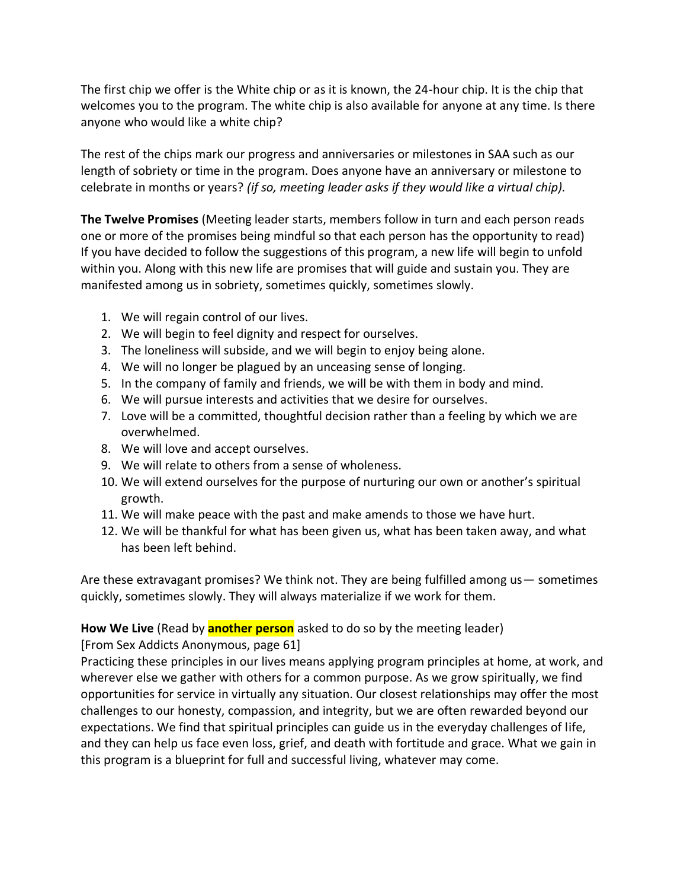The first chip we offer is the White chip or as it is known, the 24-hour chip. It is the chip that welcomes you to the program. The white chip is also available for anyone at any time. Is there anyone who would like a white chip?

The rest of the chips mark our progress and anniversaries or milestones in SAA such as our length of sobriety or time in the program. Does anyone have an anniversary or milestone to celebrate in months or years? *(if so, meeting leader asks if they would like a virtual chip).*

**The Twelve Promises** (Meeting leader starts, members follow in turn and each person reads one or more of the promises being mindful so that each person has the opportunity to read) If you have decided to follow the suggestions of this program, a new life will begin to unfold within you. Along with this new life are promises that will guide and sustain you. They are manifested among us in sobriety, sometimes quickly, sometimes slowly.

1. We will regain control of our lives.
2. We will begin to feel dignity and respect for ourselves.
3. The loneliness will subside, and we will begin to enjoy being alone.
4. We will no longer be plagued by an unceasing sense of longing.
5. In the company of family and friends, we will be with them in body and mind.
6. We will pursue interests and activities that we desire for ourselves.
7. Love will be a committed, thoughtful decision rather than a feeling by which we are overwhelmed.
8. We will love and accept ourselves.
9. We will relate to others from a sense of wholeness.
10. We will extend ourselves for the purpose of nurturing our own or another's spiritual growth.
11. We will make peace with the past and make amends to those we have hurt.
12. We will be thankful for what has been given us, what has been taken away, and what has been left behind.

Are these extravagant promises? We think not. They are being fulfilled among us— sometimes quickly, sometimes slowly. They will always materialize if we work for them.

**How We Live** (Read by **another person** asked to do so by the meeting leader)
[From Sex Addicts Anonymous, page 61]
Practicing these principles in our lives means applying program principles at home, at work, and wherever else we gather with others for a common purpose. As we grow spiritually, we find opportunities for service in virtually any situation. Our closest relationships may offer the most challenges to our honesty, compassion, and integrity, but we are often rewarded beyond our expectations. We find that spiritual principles can guide us in the everyday challenges of life, and they can help us face even loss, grief, and death with fortitude and grace. What we gain in this program is a blueprint for full and successful living, whatever may come.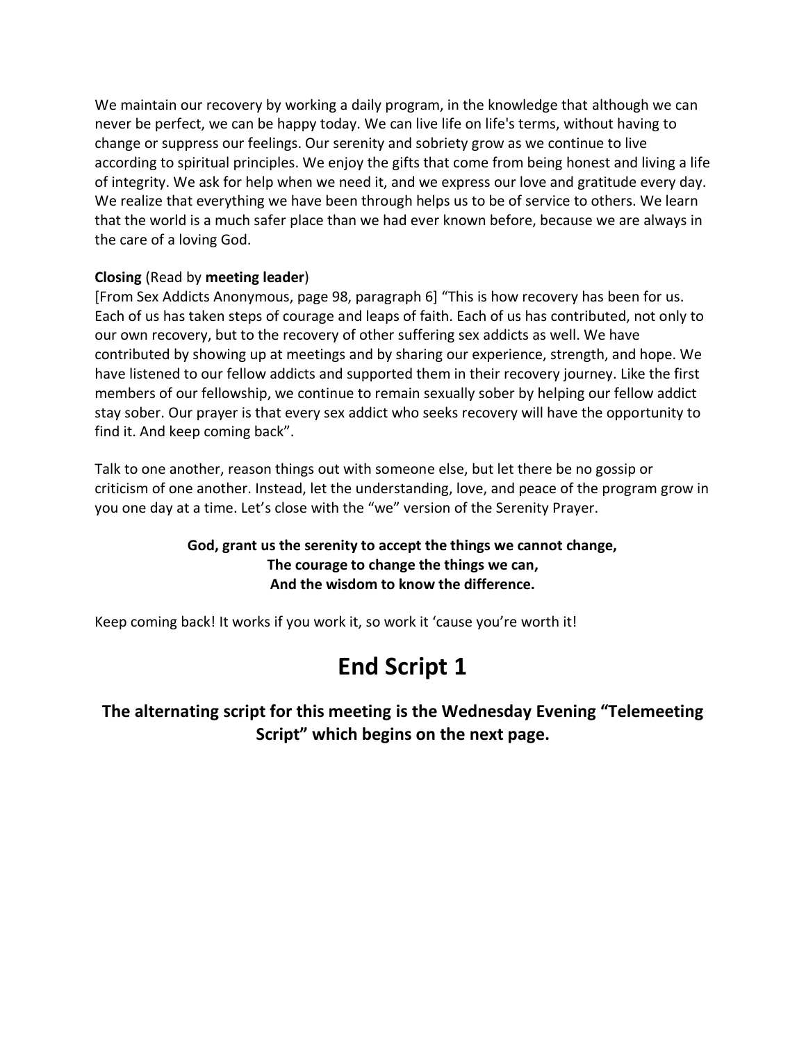We maintain our recovery by working a daily program, in the knowledge that although we can never be perfect, we can be happy today. We can live life on life's terms, without having to change or suppress our feelings. Our serenity and sobriety grow as we continue to live according to spiritual principles. We enjoy the gifts that come from being honest and living a life of integrity. We ask for help when we need it, and we express our love and gratitude every day. We realize that everything we have been through helps us to be of service to others. We learn that the world is a much safer place than we had ever known before, because we are always in the care of a loving God.

**Closing** (Read by **meeting leader**)
[From Sex Addicts Anonymous, page 98, paragraph 6] "This is how recovery has been for us. Each of us has taken steps of courage and leaps of faith. Each of us has contributed, not only to our own recovery, but to the recovery of other suffering sex addicts as well. We have contributed by showing up at meetings and by sharing our experience, strength, and hope. We have listened to our fellow addicts and supported them in their recovery journey. Like the first members of our fellowship, we continue to remain sexually sober by helping our fellow addict stay sober. Our prayer is that every sex addict who seeks recovery will have the opportunity to find it. And keep coming back".

Talk to one another, reason things out with someone else, but let there be no gossip or criticism of one another. Instead, let the understanding, love, and peace of the program grow in you one day at a time. Let's close with the "we" version of the Serenity Prayer.

**God, grant us the serenity to accept the things we cannot change,**
**The courage to change the things we can,**
**And the wisdom to know the difference.**

Keep coming back! It works if you work it, so work it 'cause you're worth it!

# End Script 1

## The alternating script for this meeting is the Wednesday Evening "Telemeeting Script" which begins on the next page.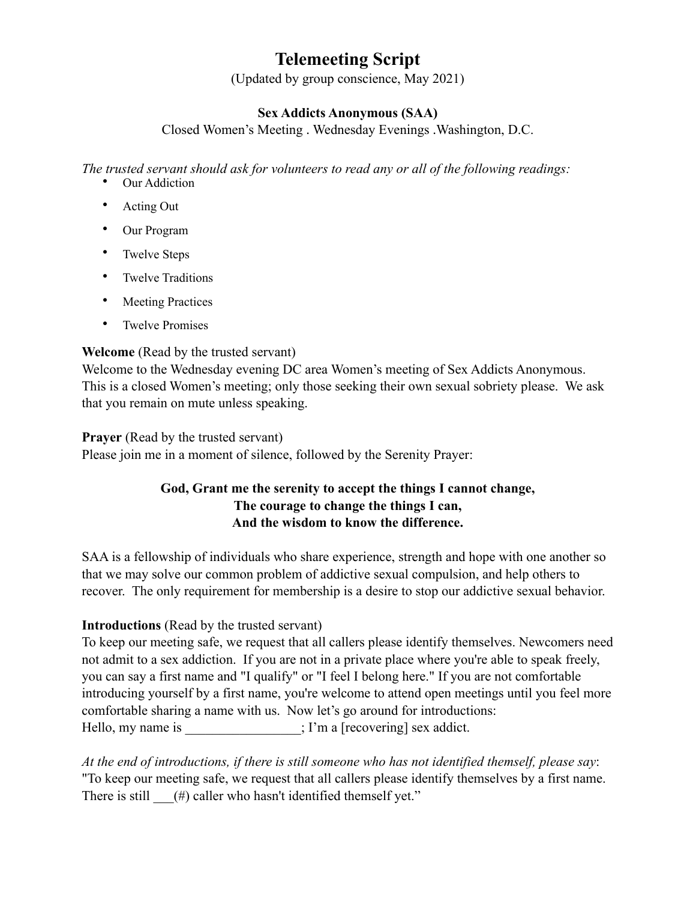# Telemeeting Script

(Updated by group conscience, May 2021)

**Sex Addicts Anonymous (SAA)**

Closed Women's Meeting . Wednesday Evenings .Washington, D.C.

*The trusted servant should ask for volunteers to read any or all of the following readings:*

- Our Addiction
- Acting Out
- Our Program
- Twelve Steps
- Twelve Traditions
- Meeting Practices
- Twelve Promises

**Welcome** (Read by the trusted servant)
Welcome to the Wednesday evening DC area Women's meeting of Sex Addicts Anonymous. This is a closed Women's meeting; only those seeking their own sexual sobriety please. We ask that you remain on mute unless speaking.

**Prayer** (Read by the trusted servant)
Please join me in a moment of silence, followed by the Serenity Prayer:

**God, Grant me the serenity to accept the things I cannot change,**
**The courage to change the things I can,**
**And the wisdom to know the difference.**

SAA is a fellowship of individuals who share experience, strength and hope with one another so that we may solve our common problem of addictive sexual compulsion, and help others to recover. The only requirement for membership is a desire to stop our addictive sexual behavior.

**Introductions** (Read by the trusted servant)
To keep our meeting safe, we request that all callers please identify themselves. Newcomers need not admit to a sex addiction. If you are not in a private place where you're able to speak freely, you can say a first name and "I qualify" or "I feel I belong here." If you are not comfortable introducing yourself by a first name, you're welcome to attend open meetings until you feel more comfortable sharing a name with us. Now let's go around for introductions:
Hello, my name is _________________; I'm a [recovering] sex addict.

*At the end of introductions, if there is still someone who has not identified themself, please say*:
"To keep our meeting safe, we request that all callers please identify themselves by a first name. There is still ___(#) caller who hasn't identified themself yet."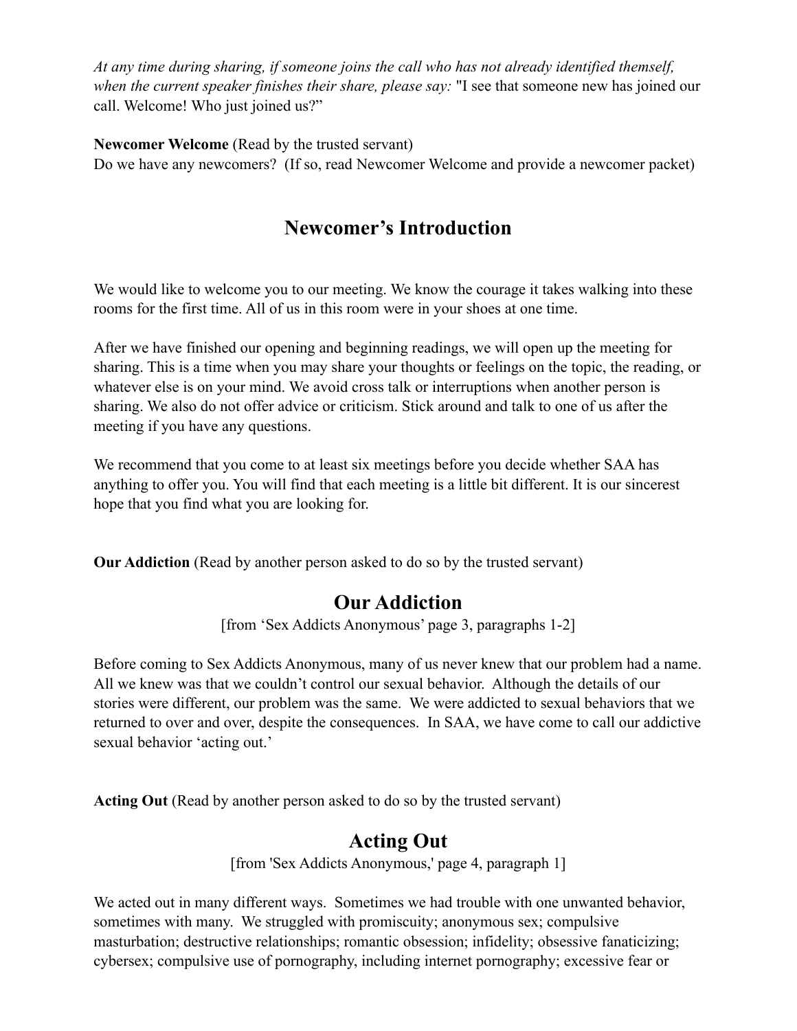*At any time during sharing, if someone joins the call who has not already identified themself, when the current speaker finishes their share, please say:* "I see that someone new has joined our call. Welcome! Who just joined us?"

**Newcomer Welcome** (Read by the trusted servant)
Do we have any newcomers? (If so, read Newcomer Welcome and provide a newcomer packet)

## Newcomer's Introduction

We would like to welcome you to our meeting. We know the courage it takes walking into these rooms for the first time. All of us in this room were in your shoes at one time.

After we have finished our opening and beginning readings, we will open up the meeting for sharing. This is a time when you may share your thoughts or feelings on the topic, the reading, or whatever else is on your mind. We avoid cross talk or interruptions when another person is sharing. We also do not offer advice or criticism. Stick around and talk to one of us after the meeting if you have any questions.

We recommend that you come to at least six meetings before you decide whether SAA has anything to offer you. You will find that each meeting is a little bit different. It is our sincerest hope that you find what you are looking for.

**Our Addiction** (Read by another person asked to do so by the trusted servant)

## Our Addiction

[from 'Sex Addicts Anonymous' page 3, paragraphs 1-2]

Before coming to Sex Addicts Anonymous, many of us never knew that our problem had a name. All we knew was that we couldn't control our sexual behavior. Although the details of our stories were different, our problem was the same. We were addicted to sexual behaviors that we returned to over and over, despite the consequences. In SAA, we have come to call our addictive sexual behavior 'acting out.'

**Acting Out** (Read by another person asked to do so by the trusted servant)

## Acting Out

[from 'Sex Addicts Anonymous,' page 4, paragraph 1]

We acted out in many different ways. Sometimes we had trouble with one unwanted behavior, sometimes with many. We struggled with promiscuity; anonymous sex; compulsive masturbation; destructive relationships; romantic obsession; infidelity; obsessive fanaticizing; cybersex; compulsive use of pornography, including internet pornography; excessive fear or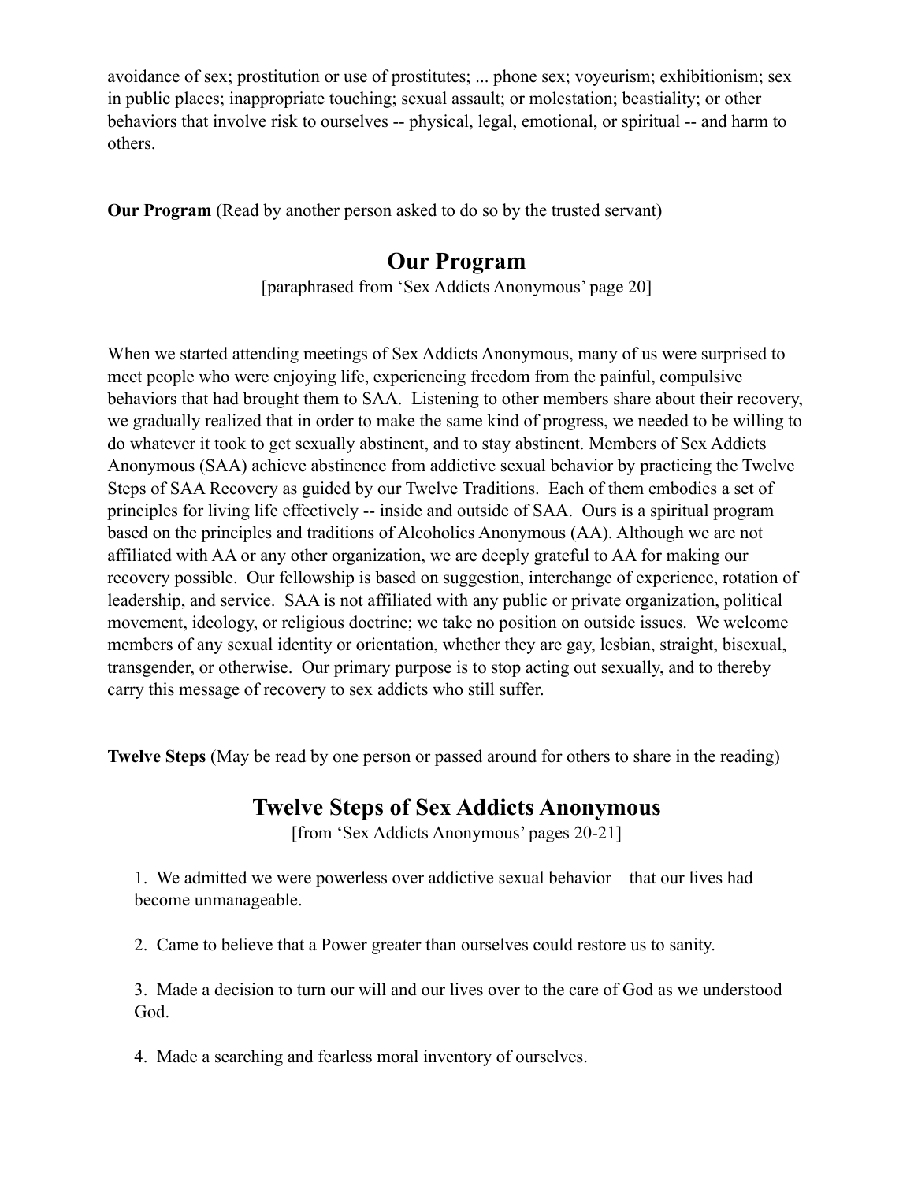avoidance of sex; prostitution or use of prostitutes; ... phone sex; voyeurism; exhibitionism; sex in public places; inappropriate touching; sexual assault; or molestation; beastiality; or other behaviors that involve risk to ourselves -- physical, legal, emotional, or spiritual -- and harm to others.

**Our Program** (Read by another person asked to do so by the trusted servant)

## Our Program

[paraphrased from 'Sex Addicts Anonymous' page 20]

When we started attending meetings of Sex Addicts Anonymous, many of us were surprised to meet people who were enjoying life, experiencing freedom from the painful, compulsive behaviors that had brought them to SAA. Listening to other members share about their recovery, we gradually realized that in order to make the same kind of progress, we needed to be willing to do whatever it took to get sexually abstinent, and to stay abstinent. Members of Sex Addicts Anonymous (SAA) achieve abstinence from addictive sexual behavior by practicing the Twelve Steps of SAA Recovery as guided by our Twelve Traditions. Each of them embodies a set of principles for living life effectively -- inside and outside of SAA. Ours is a spiritual program based on the principles and traditions of Alcoholics Anonymous (AA). Although we are not affiliated with AA or any other organization, we are deeply grateful to AA for making our recovery possible. Our fellowship is based on suggestion, interchange of experience, rotation of leadership, and service. SAA is not affiliated with any public or private organization, political movement, ideology, or religious doctrine; we take no position on outside issues. We welcome members of any sexual identity or orientation, whether they are gay, lesbian, straight, bisexual, transgender, or otherwise. Our primary purpose is to stop acting out sexually, and to thereby carry this message of recovery to sex addicts who still suffer.

**Twelve Steps** (May be read by one person or passed around for others to share in the reading)

## Twelve Steps of Sex Addicts Anonymous

[from 'Sex Addicts Anonymous' pages 20-21]

1. We admitted we were powerless over addictive sexual behavior—that our lives had become unmanageable.

2. Came to believe that a Power greater than ourselves could restore us to sanity.

3. Made a decision to turn our will and our lives over to the care of God as we understood God.

4. Made a searching and fearless moral inventory of ourselves.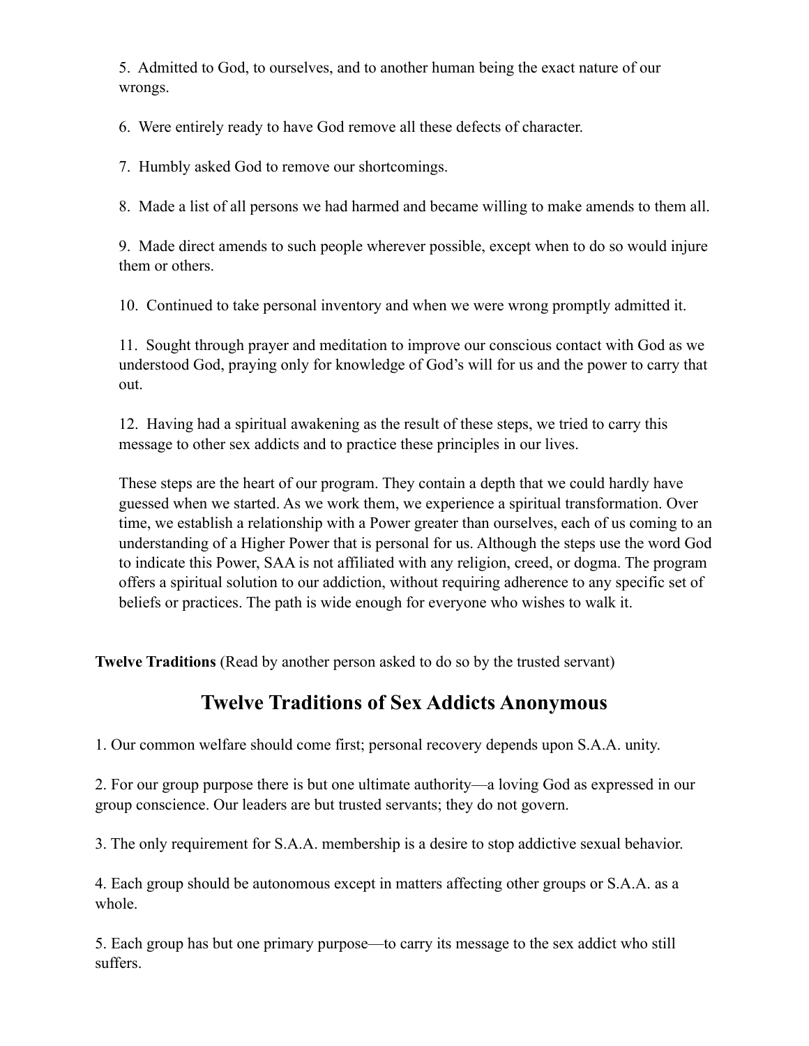5. Admitted to God, to ourselves, and to another human being the exact nature of our wrongs.

6. Were entirely ready to have God remove all these defects of character.

7. Humbly asked God to remove our shortcomings.

8. Made a list of all persons we had harmed and became willing to make amends to them all.

9. Made direct amends to such people wherever possible, except when to do so would injure them or others.

10. Continued to take personal inventory and when we were wrong promptly admitted it.

11. Sought through prayer and meditation to improve our conscious contact with God as we understood God, praying only for knowledge of God's will for us and the power to carry that out.

12. Having had a spiritual awakening as the result of these steps, we tried to carry this message to other sex addicts and to practice these principles in our lives.

These steps are the heart of our program. They contain a depth that we could hardly have guessed when we started. As we work them, we experience a spiritual transformation. Over time, we establish a relationship with a Power greater than ourselves, each of us coming to an understanding of a Higher Power that is personal for us. Although the steps use the word God to indicate this Power, SAA is not affiliated with any religion, creed, or dogma. The program offers a spiritual solution to our addiction, without requiring adherence to any specific set of beliefs or practices. The path is wide enough for everyone who wishes to walk it.

**Twelve Traditions** (Read by another person asked to do so by the trusted servant)

## Twelve Traditions of Sex Addicts Anonymous

1. Our common welfare should come first; personal recovery depends upon S.A.A. unity.

2. For our group purpose there is but one ultimate authority—a loving God as expressed in our group conscience. Our leaders are but trusted servants; they do not govern.

3. The only requirement for S.A.A. membership is a desire to stop addictive sexual behavior.

4. Each group should be autonomous except in matters affecting other groups or S.A.A. as a whole.

5. Each group has but one primary purpose—to carry its message to the sex addict who still suffers.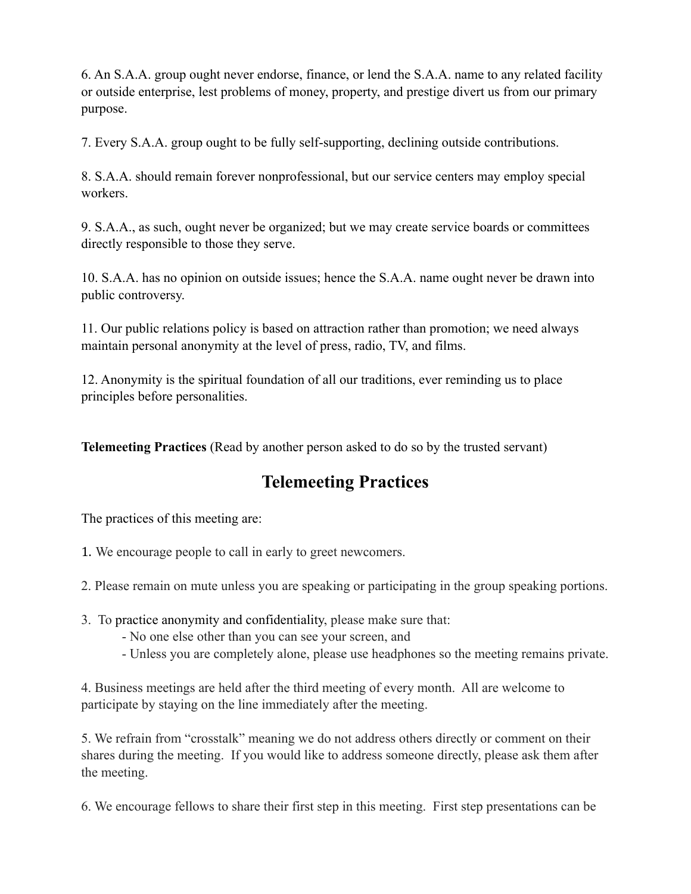6. An S.A.A. group ought never endorse, finance, or lend the S.A.A. name to any related facility or outside enterprise, lest problems of money, property, and prestige divert us from our primary purpose.

7. Every S.A.A. group ought to be fully self-supporting, declining outside contributions.

8. S.A.A. should remain forever nonprofessional, but our service centers may employ special workers.

9. S.A.A., as such, ought never be organized; but we may create service boards or committees directly responsible to those they serve.

10. S.A.A. has no opinion on outside issues; hence the S.A.A. name ought never be drawn into public controversy.

11. Our public relations policy is based on attraction rather than promotion; we need always maintain personal anonymity at the level of press, radio, TV, and films.

12. Anonymity is the spiritual foundation of all our traditions, ever reminding us to place principles before personalities.

**Telemeeting Practices** (Read by another person asked to do so by the trusted servant)

## Telemeeting Practices

The practices of this meeting are:

1. We encourage people to call in early to greet newcomers.

2. Please remain on mute unless you are speaking or participating in the group speaking portions.

3. To practice anonymity and confidentiality, please make sure that:
   - No one else other than you can see your screen, and
   - Unless you are completely alone, please use headphones so the meeting remains private.

4. Business meetings are held after the third meeting of every month. All are welcome to participate by staying on the line immediately after the meeting.

5. We refrain from "crosstalk" meaning we do not address others directly or comment on their shares during the meeting. If you would like to address someone directly, please ask them after the meeting.

6. We encourage fellows to share their first step in this meeting. First step presentations can be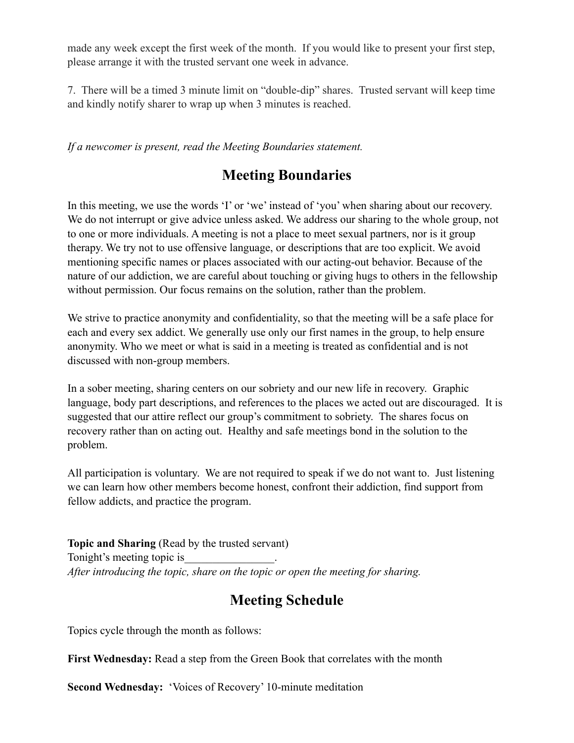made any week except the first week of the month. If you would like to present your first step, please arrange it with the trusted servant one week in advance.

7. There will be a timed 3 minute limit on "double-dip" shares. Trusted servant will keep time and kindly notify sharer to wrap up when 3 minutes is reached.

*If a newcomer is present, read the Meeting Boundaries statement.*

## Meeting Boundaries

In this meeting, we use the words 'I' or 'we' instead of 'you' when sharing about our recovery. We do not interrupt or give advice unless asked. We address our sharing to the whole group, not to one or more individuals. A meeting is not a place to meet sexual partners, nor is it group therapy. We try not to use offensive language, or descriptions that are too explicit. We avoid mentioning specific names or places associated with our acting-out behavior. Because of the nature of our addiction, we are careful about touching or giving hugs to others in the fellowship without permission. Our focus remains on the solution, rather than the problem.

We strive to practice anonymity and confidentiality, so that the meeting will be a safe place for each and every sex addict. We generally use only our first names in the group, to help ensure anonymity. Who we meet or what is said in a meeting is treated as confidential and is not discussed with non-group members.

In a sober meeting, sharing centers on our sobriety and our new life in recovery. Graphic language, body part descriptions, and references to the places we acted out are discouraged. It is suggested that our attire reflect our group's commitment to sobriety. The shares focus on recovery rather than on acting out. Healthy and safe meetings bond in the solution to the problem.

All participation is voluntary. We are not required to speak if we do not want to. Just listening we can learn how other members become honest, confront their addiction, find support from fellow addicts, and practice the program.

**Topic and Sharing** (Read by the trusted servant)
Tonight's meeting topic is________________.
*After introducing the topic, share on the topic or open the meeting for sharing.*

## Meeting Schedule

Topics cycle through the month as follows:

**First Wednesday:** Read a step from the Green Book that correlates with the month

**Second Wednesday:** 'Voices of Recovery' 10-minute meditation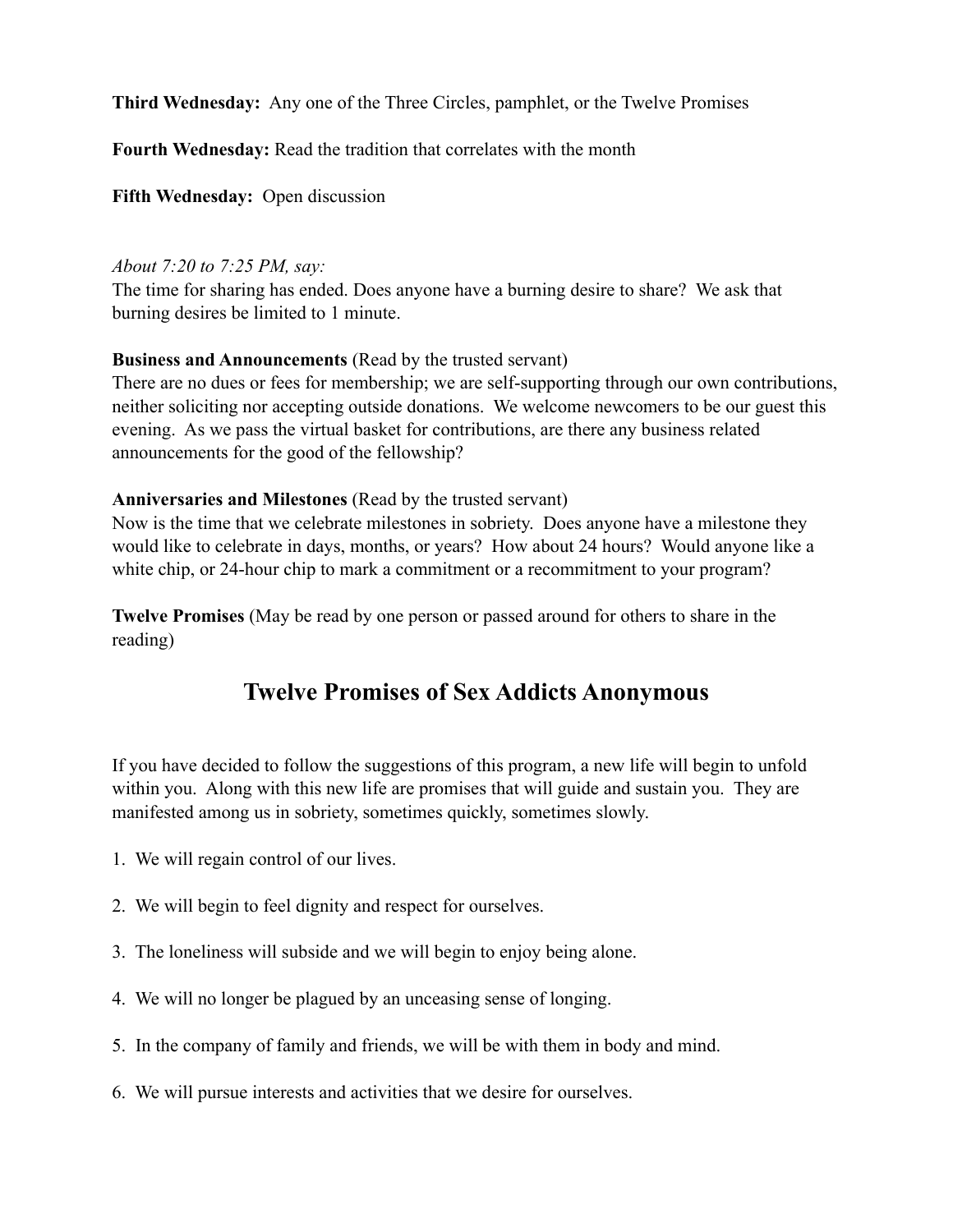**Third Wednesday:** Any one of the Three Circles, pamphlet, or the Twelve Promises

**Fourth Wednesday:** Read the tradition that correlates with the month

**Fifth Wednesday:** Open discussion

*About 7:20 to 7:25 PM, say:*
The time for sharing has ended. Does anyone have a burning desire to share? We ask that burning desires be limited to 1 minute.

**Business and Announcements** (Read by the trusted servant)
There are no dues or fees for membership; we are self-supporting through our own contributions, neither soliciting nor accepting outside donations. We welcome newcomers to be our guest this evening. As we pass the virtual basket for contributions, are there any business related announcements for the good of the fellowship?

**Anniversaries and Milestones** (Read by the trusted servant)
Now is the time that we celebrate milestones in sobriety. Does anyone have a milestone they would like to celebrate in days, months, or years? How about 24 hours? Would anyone like a white chip, or 24-hour chip to mark a commitment or a recommitment to your program?

**Twelve Promises** (May be read by one person or passed around for others to share in the reading)

## Twelve Promises of Sex Addicts Anonymous

If you have decided to follow the suggestions of this program, a new life will begin to unfold within you. Along with this new life are promises that will guide and sustain you. They are manifested among us in sobriety, sometimes quickly, sometimes slowly.

1. We will regain control of our lives.

2. We will begin to feel dignity and respect for ourselves.

3. The loneliness will subside and we will begin to enjoy being alone.

4. We will no longer be plagued by an unceasing sense of longing.

5. In the company of family and friends, we will be with them in body and mind.

6. We will pursue interests and activities that we desire for ourselves.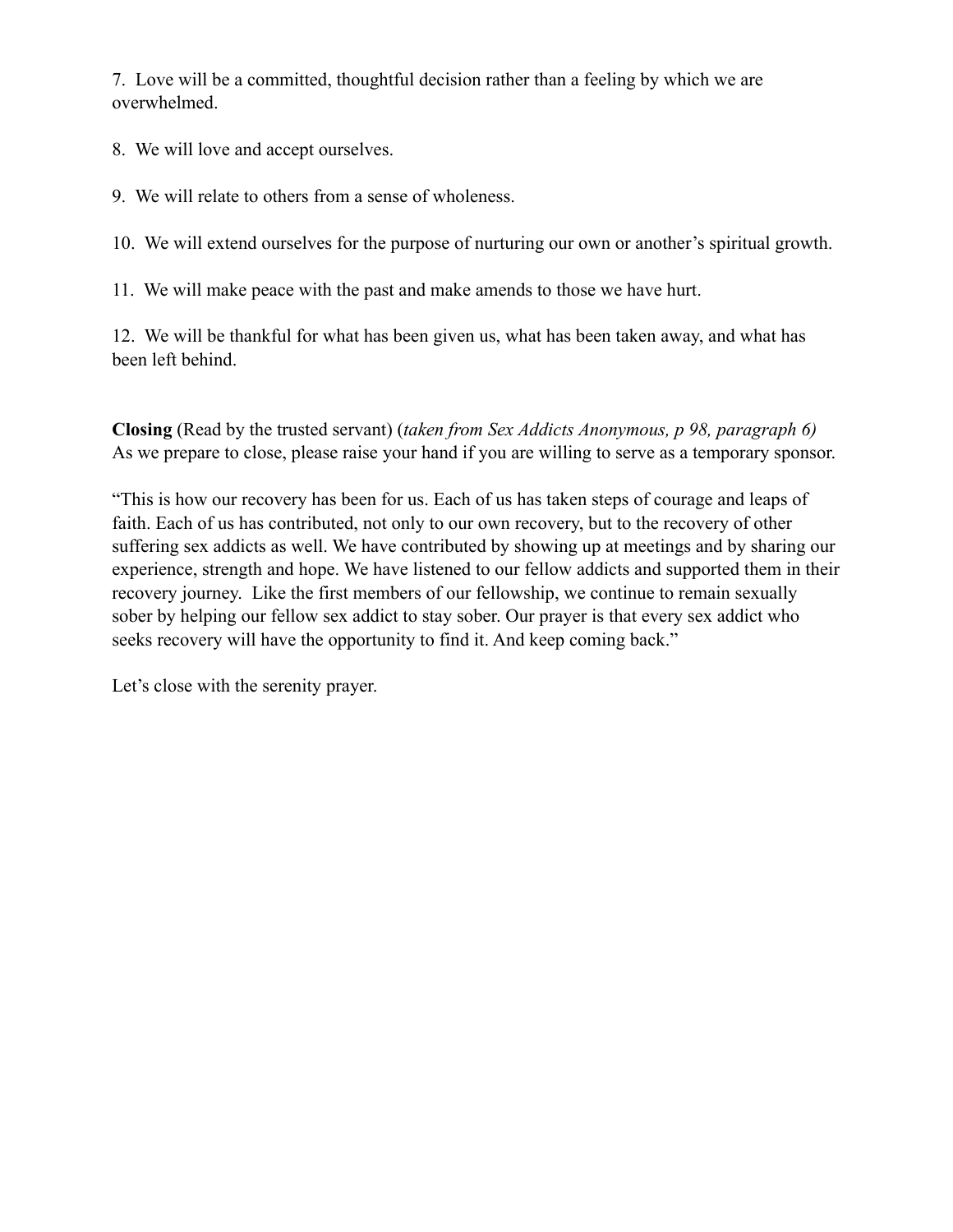7.  Love will be a committed, thoughtful decision rather than a feeling by which we are overwhelmed.

8.  We will love and accept ourselves.

9.  We will relate to others from a sense of wholeness.

10.  We will extend ourselves for the purpose of nurturing our own or another's spiritual growth.

11.  We will make peace with the past and make amends to those we have hurt.

12.  We will be thankful for what has been given us, what has been taken away, and what has been left behind.

**Closing** (Read by the trusted servant) (*taken from Sex Addicts Anonymous, p 98, paragraph 6)*
As we prepare to close, please raise your hand if you are willing to serve as a temporary sponsor.

"This is how our recovery has been for us. Each of us has taken steps of courage and leaps of faith. Each of us has contributed, not only to our own recovery, but to the recovery of other suffering sex addicts as well. We have contributed by showing up at meetings and by sharing our experience, strength and hope. We have listened to our fellow addicts and supported them in their recovery journey.  Like the first members of our fellowship, we continue to remain sexually sober by helping our fellow sex addict to stay sober. Our prayer is that every sex addict who seeks recovery will have the opportunity to find it. And keep coming back."

Let's close with the serenity prayer.